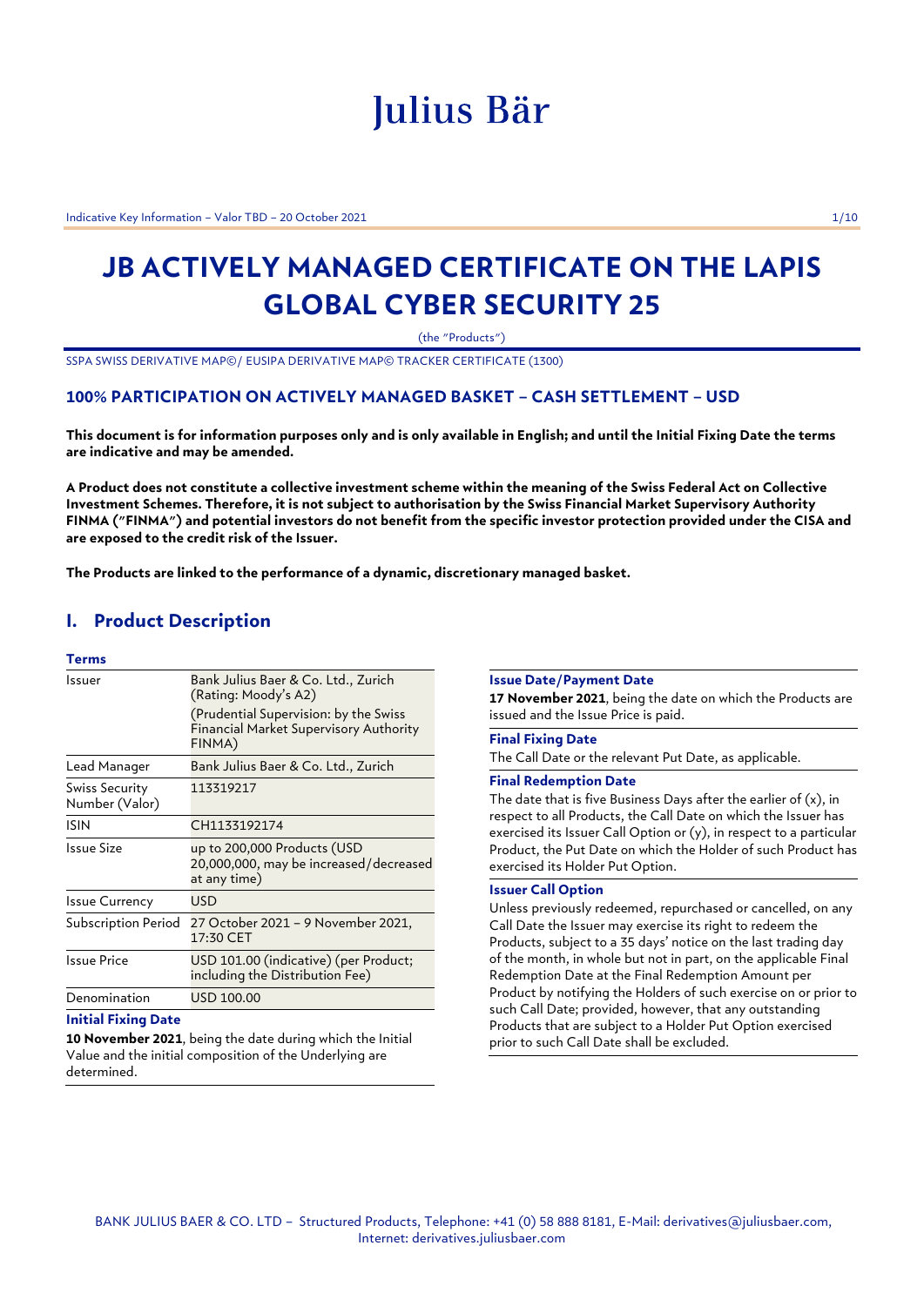# Julius Bär

# JB ACTIVELY MANAGED CERTIFICATE ON THE LAPIS GLOBAL CYBER SECURITY 25

(the "Products")

SSPA SWISS DERIVATIVE MAP©/ EUSIPA DERIVATIVE MAP© TRACKER CERTIFICATE (1300)

### 100% PARTICIPATION ON ACTIVELY MANAGED BASKET – CASH SETTLEMENT – USD

**This document is for information purposes only and is only available in English; and until the Initial Fixing Date the terms are indicative and may be amended.**

**A Product does not constitute a collective investment scheme within the meaning of the Swiss Federal Act on Collective Investment Schemes. Therefore, it is not subject to authorisation by the Swiss Financial Market Supervisory Authority FINMA ("FINMA") and potential investors do not benefit from the specific investor protection provided under the CISA and are exposed to the credit risk of the Issuer.**

**The Products are linked to the performance of a dynamic, discretionary managed basket.**

## I. Product Description

### Terms

| | |
|---|---|
| Issuer | Bank Julius Baer & Co. Ltd., Zurich (Rating: Moody's A2)<br>(Prudential Supervision: by the Swiss Financial Market Supervisory Authority FINMA) |
| Lead Manager | Bank Julius Baer & Co. Ltd., Zurich |
| Swiss Security Number (Valor) | 113319217 |
| ISIN | CH1133192174 |
| Issue Size | up to 200,000 Products (USD 20,000,000, may be increased/decreased at any time) |
| Issue Currency | USD |
| Subscription Period | 27 October 2021 – 9 November 2021, 17:30 CET |
| Issue Price | USD 101.00 (indicative) (per Product; including the Distribution Fee) |
| Denomination | USD 100.00 |

**Initial Fixing Date**

**10 November 2021**, being the date during which the Initial Value and the initial composition of the Underlying are determined.

**Issue Date/Payment Date**

**17 November 2021**, being the date on which the Products are issued and the Issue Price is paid.

**Final Fixing Date**

The Call Date or the relevant Put Date, as applicable.

**Final Redemption Date**

The date that is five Business Days after the earlier of (x), in respect to all Products, the Call Date on which the Issuer has exercised its Issuer Call Option or (y), in respect to a particular Product, the Put Date on which the Holder of such Product has exercised its Holder Put Option.

**Issuer Call Option**

Unless previously redeemed, repurchased or cancelled, on any Call Date the Issuer may exercise its right to redeem the Products, subject to a 35 days' notice on the last trading day of the month, in whole but not in part, on the applicable Final Redemption Date at the Final Redemption Amount per Product by notifying the Holders of such exercise on or prior to such Call Date; provided, however, that any outstanding Products that are subject to a Holder Put Option exercised prior to such Call Date shall be excluded.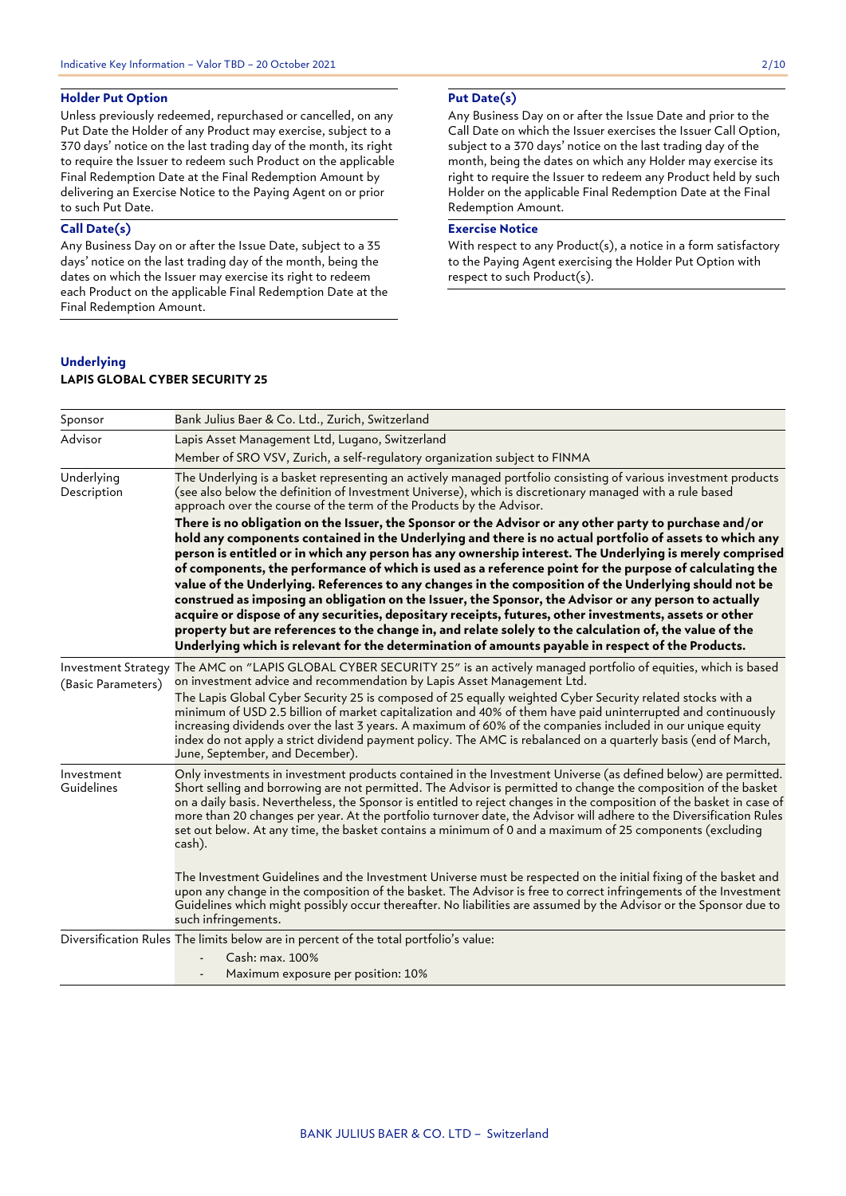### Holder Put Option

Unless previously redeemed, repurchased or cancelled, on any Put Date the Holder of any Product may exercise, subject to a 370 days' notice on the last trading day of the month, its right to require the Issuer to redeem such Product on the applicable Final Redemption Date at the Final Redemption Amount by delivering an Exercise Notice to the Paying Agent on or prior to such Put Date.

### Call Date(s)

Any Business Day on or after the Issue Date, subject to a 35 days' notice on the last trading day of the month, being the dates on which the Issuer may exercise its right to redeem each Product on the applicable Final Redemption Date at the Final Redemption Amount.

### Put Date(s)

Any Business Day on or after the Issue Date and prior to the Call Date on which the Issuer exercises the Issuer Call Option, subject to a 370 days' notice on the last trading day of the month, being the dates on which any Holder may exercise its right to require the Issuer to redeem any Product held by such Holder on the applicable Final Redemption Date at the Final Redemption Amount.

### Exercise Notice

With respect to any Product(s), a notice in a form satisfactory to the Paying Agent exercising the Holder Put Option with respect to such Product(s).

### Underlying

**LAPIS GLOBAL CYBER SECURITY 25**

| | |
|---|---|
| Sponsor | Bank Julius Baer & Co. Ltd., Zurich, Switzerland |
| Advisor | Lapis Asset Management Ltd, Lugano, Switzerland<br>Member of SRO VSV, Zurich, a self-regulatory organization subject to FINMA |
| Underlying Description | The Underlying is a basket representing an actively managed portfolio consisting of various investment products (see also below the definition of Investment Universe), which is discretionary managed with a rule based approach over the course of the term of the Products by the Advisor.<br>**There is no obligation on the Issuer, the Sponsor or the Advisor or any other party to purchase and/or hold any components contained in the Underlying and there is no actual portfolio of assets to which any person is entitled or in which any person has any ownership interest. The Underlying is merely comprised of components, the performance of which is used as a reference point for the purpose of calculating the value of the Underlying. References to any changes in the composition of the Underlying should not be construed as imposing an obligation on the Issuer, the Sponsor, the Advisor or any person to actually acquire or dispose of any securities, depositary receipts, futures, other investments, assets or other property but are references to the change in, and relate solely to the calculation of, the value of the Underlying which is relevant for the determination of amounts payable in respect of the Products.** |
| Investment Strategy (Basic Parameters) | The AMC on "LAPIS GLOBAL CYBER SECURITY 25" is an actively managed portfolio of equities, which is based on investment advice and recommendation by Lapis Asset Management Ltd.<br>The Lapis Global Cyber Security 25 is composed of 25 equally weighted Cyber Security related stocks with a minimum of USD 2.5 billion of market capitalization and 40% of them have paid uninterrupted and continuously increasing dividends over the last 3 years. A maximum of 60% of the companies included in our unique equity index do not apply a strict dividend payment policy. The AMC is rebalanced on a quarterly basis (end of March, June, September, and December). |
| Investment Guidelines | Only investments in investment products contained in the Investment Universe (as defined below) are permitted. Short selling and borrowing are not permitted. The Advisor is permitted to change the composition of the basket on a daily basis. Nevertheless, the Sponsor is entitled to reject changes in the composition of the basket in case of more than 20 changes per year. At the portfolio turnover date, the Advisor will adhere to the Diversification Rules set out below. At any time, the basket contains a minimum of 0 and a maximum of 25 components (excluding cash).<br><br>The Investment Guidelines and the Investment Universe must be respected on the initial fixing of the basket and upon any change in the composition of the basket. The Advisor is free to correct infringements of the Investment Guidelines which might possibly occur thereafter. No liabilities are assumed by the Advisor or the Sponsor due to such infringements. |
| Diversification Rules | The limits below are in percent of the total portfolio's value:<br>- Cash: max. 100%<br>- Maximum exposure per position: 10% |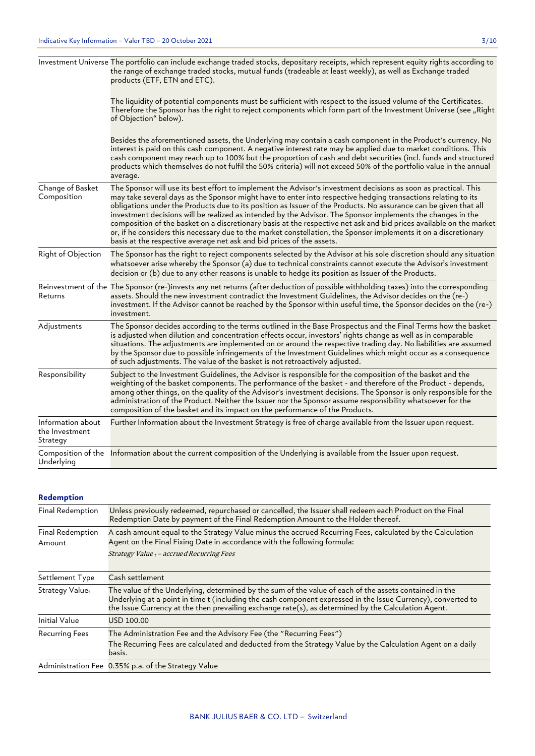| | |
|---|---|
| Investment Universe | The portfolio can include exchange traded stocks, depositary receipts, which represent equity rights according to the range of exchange traded stocks, mutual funds (tradeable at least weekly), as well as Exchange traded products (ETF, ETN and ETC).<br><br>The liquidity of potential components must be sufficient with respect to the issued volume of the Certificates. Therefore the Sponsor has the right to reject components which form part of the Investment Universe (see „Right of Objection" below).<br><br>Besides the aforementioned assets, the Underlying may contain a cash component in the Product's currency. No interest is paid on this cash component. A negative interest rate may be applied due to market conditions. This cash component may reach up to 100% but the proportion of cash and debt securities (incl. funds and structured products which themselves do not fulfil the 50% criteria) will not exceed 50% of the portfolio value in the annual average. |
| Change of Basket Composition | The Sponsor will use its best effort to implement the Advisor's investment decisions as soon as practical. This may take several days as the Sponsor might have to enter into respective hedging transactions relating to its obligations under the Products due to its position as Issuer of the Products. No assurance can be given that all investment decisions will be realized as intended by the Advisor. The Sponsor implements the changes in the composition of the basket on a discretionary basis at the respective net ask and bid prices available on the market or, if he considers this necessary due to the market constellation, the Sponsor implements it on a discretionary basis at the respective average net ask and bid prices of the assets. |
| Right of Objection | The Sponsor has the right to reject components selected by the Advisor at his sole discretion should any situation whatsoever arise whereby the Sponsor (a) due to technical constraints cannot execute the Advisor's investment decision or (b) due to any other reasons is unable to hedge its position as Issuer of the Products. |
| Reinvestment of the Returns | The Sponsor (re-)invests any net returns (after deduction of possible withholding taxes) into the corresponding assets. Should the new investment contradict the Investment Guidelines, the Advisor decides on the (re-) investment. If the Advisor cannot be reached by the Sponsor within useful time, the Sponsor decides on the (re-) investment. |
| Adjustments | The Sponsor decides according to the terms outlined in the Base Prospectus and the Final Terms how the basket is adjusted when dilution and concentration effects occur, investors' rights change as well as in comparable situations. The adjustments are implemented on or around the respective trading day. No liabilities are assumed by the Sponsor due to possible infringements of the Investment Guidelines which might occur as a consequence of such adjustments. The value of the basket is not retroactively adjusted. |
| Responsibility | Subject to the Investment Guidelines, the Advisor is responsible for the composition of the basket and the weighting of the basket components. The performance of the basket - and therefore of the Product - depends, among other things, on the quality of the Advisor's investment decisions. The Sponsor is only responsible for the administration of the Product. Neither the Issuer nor the Sponsor assume responsibility whatsoever for the composition of the basket and its impact on the performance of the Products. |
| Information about the Investment Strategy | Further Information about the Investment Strategy is free of charge available from the Issuer upon request. |
| Composition of the Underlying | Information about the current composition of the Underlying is available from the Issuer upon request. |

## Redemption

| | |
|---|---|
| Final Redemption | Unless previously redeemed, repurchased or cancelled, the Issuer shall redeem each Product on the Final Redemption Date by payment of the Final Redemption Amount to the Holder thereof. |
| Final Redemption Amount | A cash amount equal to the Strategy Value minus the accrued Recurring Fees, calculated by the Calculation Agent on the Final Fixing Date in accordance with the following formula:<br>*Strategy Value $_t$ – accrued Recurring Fees* |
| Settlement Type | Cash settlement |
| Strategy Value$_t$ | The value of the Underlying, determined by the sum of the value of each of the assets contained in the Underlying at a point in time t (including the cash component expressed in the Issue Currency), converted to the Issue Currency at the then prevailing exchange rate(s), as determined by the Calculation Agent. |
| Initial Value | USD 100.00 |
| Recurring Fees | The Administration Fee and the Advisory Fee (the "Recurring Fees")<br>The Recurring Fees are calculated and deducted from the Strategy Value by the Calculation Agent on a daily basis. |
| Administration Fee | 0.35% p.a. of the Strategy Value |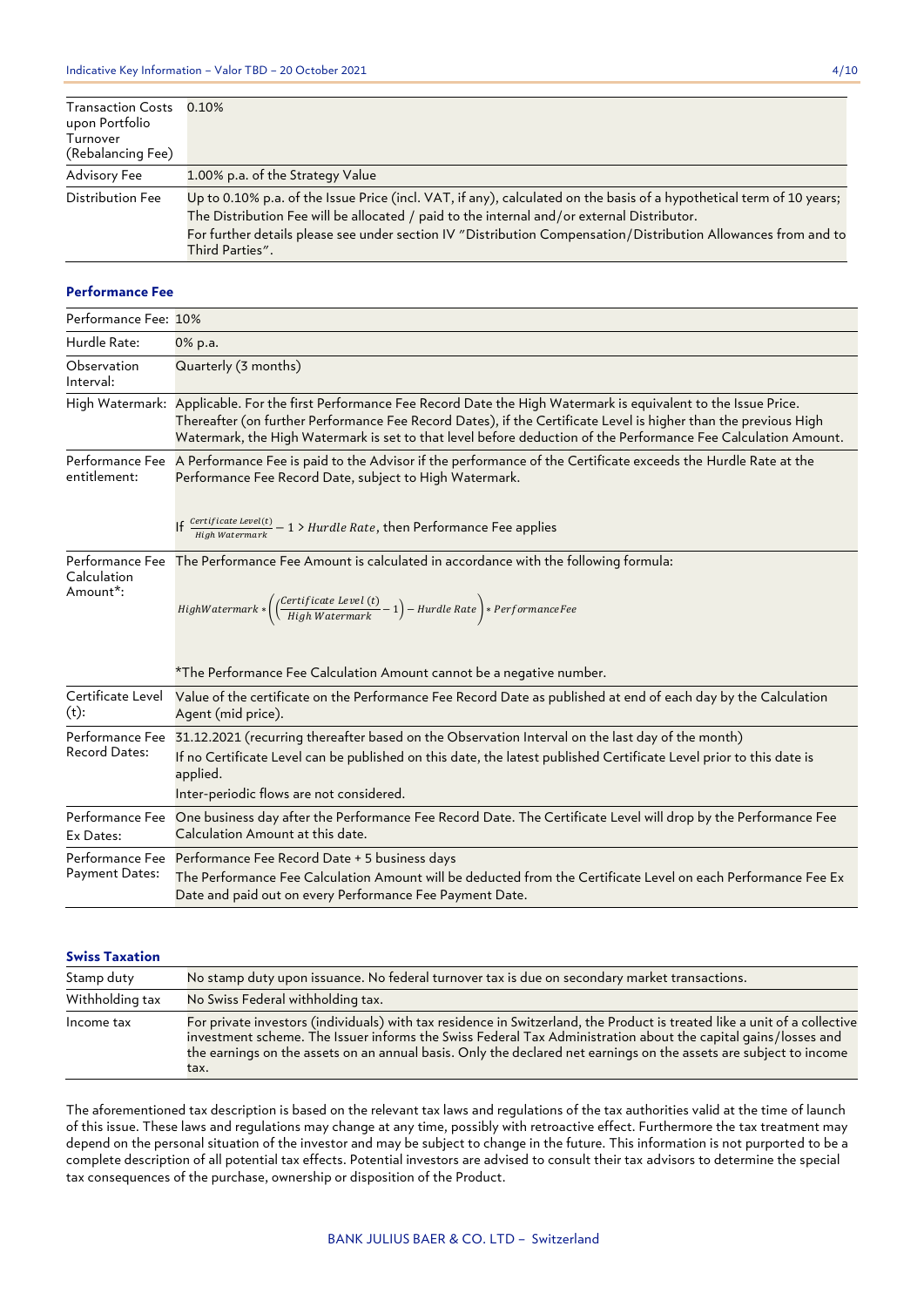| | |
|---|---|
| Transaction Costs upon Portfolio Turnover (Rebalancing Fee) | 0.10% |
| Advisory Fee | 1.00% p.a. of the Strategy Value |
| Distribution Fee | Up to 0.10% p.a. of the Issue Price (incl. VAT, if any), calculated on the basis of a hypothetical term of 10 years; The Distribution Fee will be allocated / paid to the internal and/or external Distributor. For further details please see under section IV "Distribution Compensation/Distribution Allowances from and to Third Parties". |

### Performance Fee

| | |
|---|---|
| Performance Fee: | 10% |
| Hurdle Rate: | 0% p.a. |
| Observation Interval: | Quarterly (3 months) |
| High Watermark: | Applicable. For the first Performance Fee Record Date the High Watermark is equivalent to the Issue Price. Thereafter (on further Performance Fee Record Dates), if the Certificate Level is higher than the previous High Watermark, the High Watermark is set to that level before deduction of the Performance Fee Calculation Amount. |
| Performance Fee entitlement: | A Performance Fee is paid to the Advisor if the performance of the Certificate exceeds the Hurdle Rate at the Performance Fee Record Date, subject to High Watermark. If $\frac{Certificate\ Level(t)}{High\ Watermark} - 1 > Hurdle\ Rate$, then Performance Fee applies |
| Performance Fee Calculation Amount*: | The Performance Fee Amount is calculated in accordance with the following formula: $HighWatermark * \left(\left(\frac{Certificate\ Level\ (t)}{High\ Watermark} - 1\right) - Hurdle\ Rate\right) * PerformanceFee$ *The Performance Fee Calculation Amount cannot be a negative number. |
| Certificate Level (t): | Value of the certificate on the Performance Fee Record Date as published at end of each day by the Calculation Agent (mid price). |
| Performance Fee Record Dates: | 31.12.2021 (recurring thereafter based on the Observation Interval on the last day of the month) If no Certificate Level can be published on this date, the latest published Certificate Level prior to this date is applied. Inter-periodic flows are not considered. |
| Performance Fee Ex Dates: | One business day after the Performance Fee Record Date. The Certificate Level will drop by the Performance Fee Calculation Amount at this date. |
| Performance Fee Payment Dates: | Performance Fee Record Date + 5 business days The Performance Fee Calculation Amount will be deducted from the Certificate Level on each Performance Fee Ex Date and paid out on every Performance Fee Payment Date. |

### Swiss Taxation

| | |
|---|---|
| Stamp duty | No stamp duty upon issuance. No federal turnover tax is due on secondary market transactions. |
| Withholding tax | No Swiss Federal withholding tax. |
| Income tax | For private investors (individuals) with tax residence in Switzerland, the Product is treated like a unit of a collective investment scheme. The Issuer informs the Swiss Federal Tax Administration about the capital gains/losses and the earnings on the assets on an annual basis. Only the declared net earnings on the assets are subject to income tax. |

The aforementioned tax description is based on the relevant tax laws and regulations of the tax authorities valid at the time of launch of this issue. These laws and regulations may change at any time, possibly with retroactive effect. Furthermore the tax treatment may depend on the personal situation of the investor and may be subject to change in the future. This information is not purported to be a complete description of all potential tax effects. Potential investors are advised to consult their tax advisors to determine the special tax consequences of the purchase, ownership or disposition of the Product.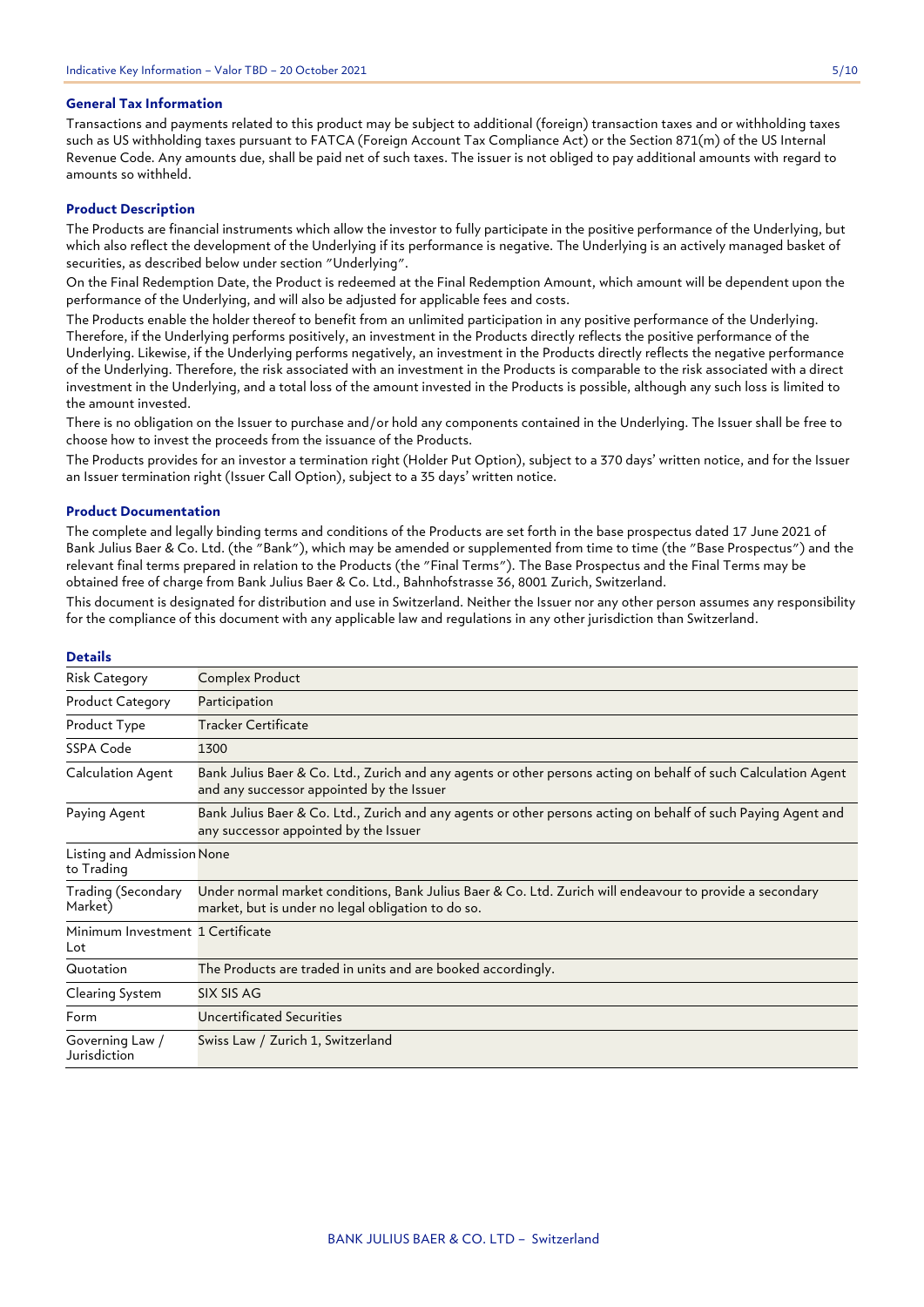### General Tax Information

Transactions and payments related to this product may be subject to additional (foreign) transaction taxes and or withholding taxes such as US withholding taxes pursuant to FATCA (Foreign Account Tax Compliance Act) or the Section 871(m) of the US Internal Revenue Code. Any amounts due, shall be paid net of such taxes. The issuer is not obliged to pay additional amounts with regard to amounts so withheld.

### Product Description

The Products are financial instruments which allow the investor to fully participate in the positive performance of the Underlying, but which also reflect the development of the Underlying if its performance is negative. The Underlying is an actively managed basket of securities, as described below under section "Underlying".

On the Final Redemption Date, the Product is redeemed at the Final Redemption Amount, which amount will be dependent upon the performance of the Underlying, and will also be adjusted for applicable fees and costs.

The Products enable the holder thereof to benefit from an unlimited participation in any positive performance of the Underlying. Therefore, if the Underlying performs positively, an investment in the Products directly reflects the positive performance of the Underlying. Likewise, if the Underlying performs negatively, an investment in the Products directly reflects the negative performance of the Underlying. Therefore, the risk associated with an investment in the Products is comparable to the risk associated with a direct investment in the Underlying, and a total loss of the amount invested in the Products is possible, although any such loss is limited to the amount invested.

There is no obligation on the Issuer to purchase and/or hold any components contained in the Underlying. The Issuer shall be free to choose how to invest the proceeds from the issuance of the Products.

The Products provides for an investor a termination right (Holder Put Option), subject to a 370 days' written notice, and for the Issuer an Issuer termination right (Issuer Call Option), subject to a 35 days' written notice.

### Product Documentation

The complete and legally binding terms and conditions of the Products are set forth in the base prospectus dated 17 June 2021 of Bank Julius Baer & Co. Ltd. (the "Bank"), which may be amended or supplemented from time to time (the "Base Prospectus") and the relevant final terms prepared in relation to the Products (the "Final Terms"). The Base Prospectus and the Final Terms may be obtained free of charge from Bank Julius Baer & Co. Ltd., Bahnhofstrasse 36, 8001 Zurich, Switzerland.

This document is designated for distribution and use in Switzerland. Neither the Issuer nor any other person assumes any responsibility for the compliance of this document with any applicable law and regulations in any other jurisdiction than Switzerland.

### Details

| | |
|---|---|
| Risk Category | Complex Product |
| Product Category | Participation |
| Product Type | Tracker Certificate |
| SSPA Code | 1300 |
| Calculation Agent | Bank Julius Baer & Co. Ltd., Zurich and any agents or other persons acting on behalf of such Calculation Agent and any successor appointed by the Issuer |
| Paying Agent | Bank Julius Baer & Co. Ltd., Zurich and any agents or other persons acting on behalf of such Paying Agent and any successor appointed by the Issuer |
| Listing and Admission to Trading | None |
| Trading (Secondary Market) | Under normal market conditions, Bank Julius Baer & Co. Ltd. Zurich will endeavour to provide a secondary market, but is under no legal obligation to do so. |
| Minimum Investment Lot | 1 Certificate |
| Quotation | The Products are traded in units and are booked accordingly. |
| Clearing System | SIX SIS AG |
| Form | Uncertificated Securities |
| Governing Law / Jurisdiction | Swiss Law / Zurich 1, Switzerland |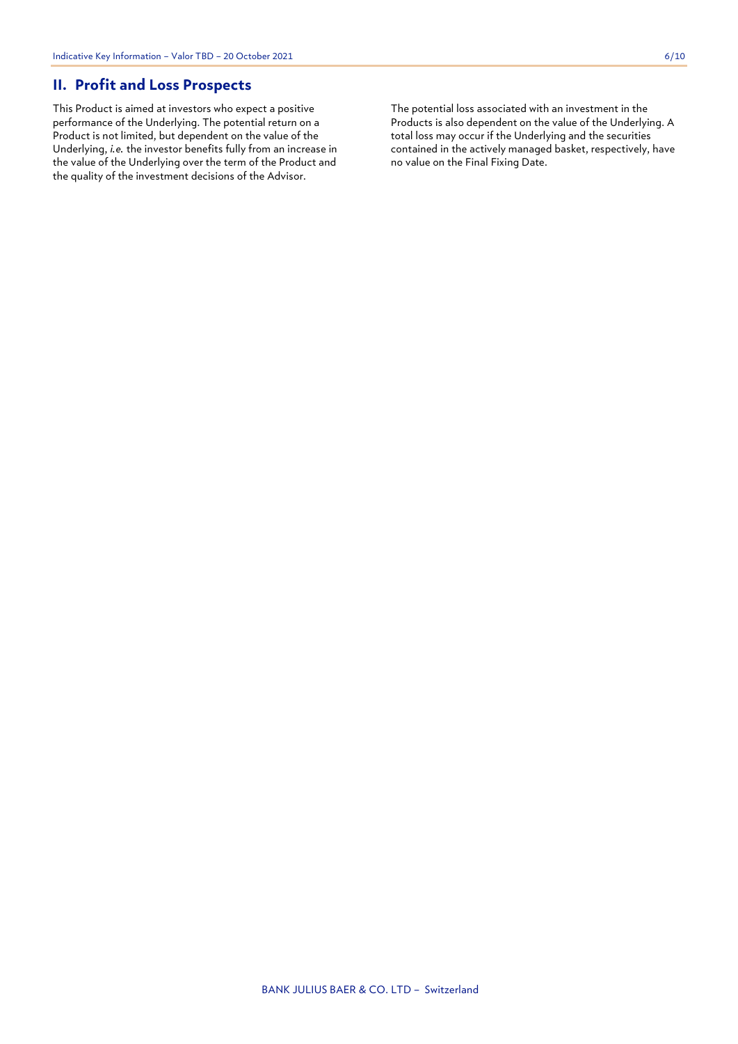## II. Profit and Loss Prospects

This Product is aimed at investors who expect a positive performance of the Underlying. The potential return on a Product is not limited, but dependent on the value of the Underlying, *i.e.* the investor benefits fully from an increase in the value of the Underlying over the term of the Product and the quality of the investment decisions of the Advisor.

The potential loss associated with an investment in the Products is also dependent on the value of the Underlying. A total loss may occur if the Underlying and the securities contained in the actively managed basket, respectively, have no value on the Final Fixing Date.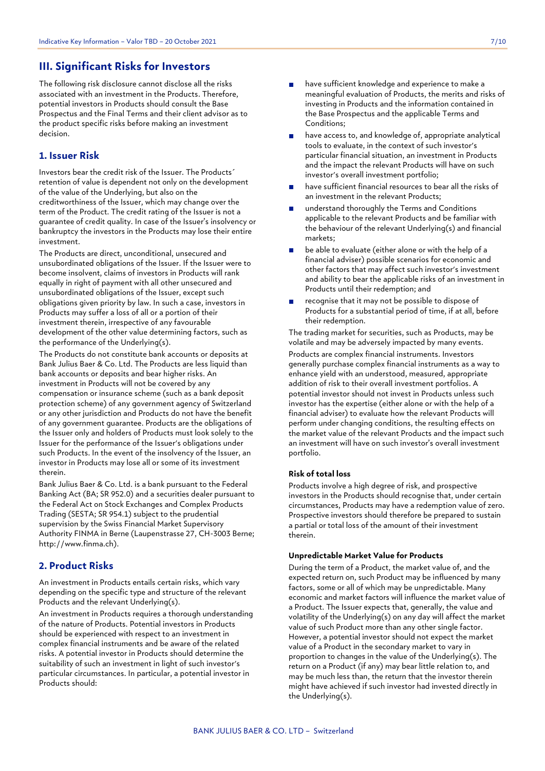## III. Significant Risks for Investors

The following risk disclosure cannot disclose all the risks associated with an investment in the Products. Therefore, potential investors in Products should consult the Base Prospectus and the Final Terms and their client advisor as to the product specific risks before making an investment decision.

### 1. Issuer Risk

Investors bear the credit risk of the Issuer. The Products´ retention of value is dependent not only on the development of the value of the Underlying, but also on the creditworthiness of the Issuer, which may change over the term of the Product. The credit rating of the Issuer is not a guarantee of credit quality. In case of the Issuer's insolvency or bankruptcy the investors in the Products may lose their entire investment.

The Products are direct, unconditional, unsecured and unsubordinated obligations of the Issuer. If the Issuer were to become insolvent, claims of investors in Products will rank equally in right of payment with all other unsecured and unsubordinated obligations of the Issuer, except such obligations given priority by law. In such a case, investors in Products may suffer a loss of all or a portion of their investment therein, irrespective of any favourable development of the other value determining factors, such as the performance of the Underlying(s).

The Products do not constitute bank accounts or deposits at Bank Julius Baer & Co. Ltd. The Products are less liquid than bank accounts or deposits and bear higher risks. An investment in Products will not be covered by any compensation or insurance scheme (such as a bank deposit protection scheme) of any government agency of Switzerland or any other jurisdiction and Products do not have the benefit of any government guarantee. Products are the obligations of the Issuer only and holders of Products must look solely to the Issuer for the performance of the Issuer's obligations under such Products. In the event of the insolvency of the Issuer, an investor in Products may lose all or some of its investment therein.

Bank Julius Baer & Co. Ltd. is a bank pursuant to the Federal Banking Act (BA; SR 952.0) and a securities dealer pursuant to the Federal Act on Stock Exchanges and Complex Products Trading (SESTA; SR 954.1) subject to the prudential supervision by the Swiss Financial Market Supervisory Authority FINMA in Berne (Laupenstrasse 27, CH-3003 Berne; http://www.finma.ch).

### 2. Product Risks

An investment in Products entails certain risks, which vary depending on the specific type and structure of the relevant Products and the relevant Underlying(s).

An investment in Products requires a thorough understanding of the nature of Products. Potential investors in Products should be experienced with respect to an investment in complex financial instruments and be aware of the related risks. A potential investor in Products should determine the suitability of such an investment in light of such investor's particular circumstances. In particular, a potential investor in Products should:

- have sufficient knowledge and experience to make a meaningful evaluation of Products, the merits and risks of investing in Products and the information contained in the Base Prospectus and the applicable Terms and Conditions;
- have access to, and knowledge of, appropriate analytical tools to evaluate, in the context of such investor's particular financial situation, an investment in Products and the impact the relevant Products will have on such investor's overall investment portfolio;
- have sufficient financial resources to bear all the risks of an investment in the relevant Products;
- understand thoroughly the Terms and Conditions applicable to the relevant Products and be familiar with the behaviour of the relevant Underlying(s) and financial markets;
- be able to evaluate (either alone or with the help of a financial adviser) possible scenarios for economic and other factors that may affect such investor's investment and ability to bear the applicable risks of an investment in Products until their redemption; and
- recognise that it may not be possible to dispose of Products for a substantial period of time, if at all, before their redemption.

The trading market for securities, such as Products, may be volatile and may be adversely impacted by many events.

Products are complex financial instruments. Investors generally purchase complex financial instruments as a way to enhance yield with an understood, measured, appropriate addition of risk to their overall investment portfolios. A potential investor should not invest in Products unless such investor has the expertise (either alone or with the help of a financial adviser) to evaluate how the relevant Products will perform under changing conditions, the resulting effects on the market value of the relevant Products and the impact such an investment will have on such investor's overall investment portfolio.

#### Risk of total loss

Products involve a high degree of risk, and prospective investors in the Products should recognise that, under certain circumstances, Products may have a redemption value of zero. Prospective investors should therefore be prepared to sustain a partial or total loss of the amount of their investment therein.

#### Unpredictable Market Value for Products

During the term of a Product, the market value of, and the expected return on, such Product may be influenced by many factors, some or all of which may be unpredictable. Many economic and market factors will influence the market value of a Product. The Issuer expects that, generally, the value and volatility of the Underlying(s) on any day will affect the market value of such Product more than any other single factor. However, a potential investor should not expect the market value of a Product in the secondary market to vary in proportion to changes in the value of the Underlying(s). The return on a Product (if any) may bear little relation to, and may be much less than, the return that the investor therein might have achieved if such investor had invested directly in the Underlying(s).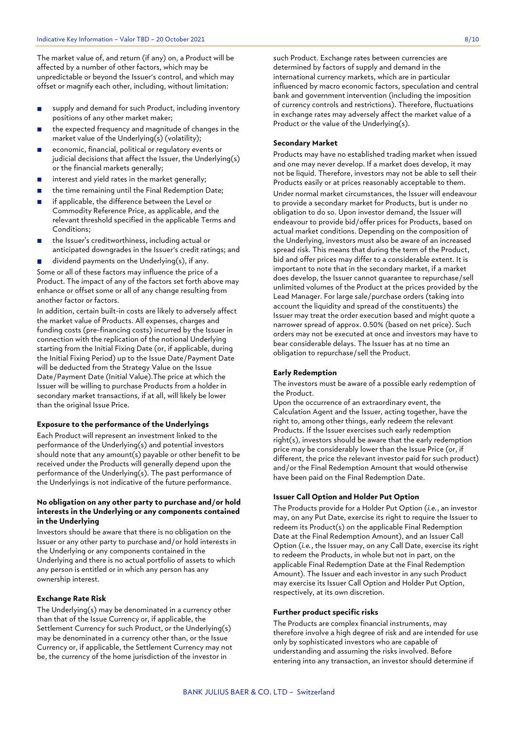The market value of, and return (if any) on, a Product will be affected by a number of other factors, which may be unpredictable or beyond the Issuer's control, and which may offset or magnify each other, including, without limitation:

- supply and demand for such Product, including inventory positions of any other market maker;
- the expected frequency and magnitude of changes in the market value of the Underlying(s) (volatility);
- economic, financial, political or regulatory events or judicial decisions that affect the Issuer, the Underlying(s) or the financial markets generally;
- interest and yield rates in the market generally;
- the time remaining until the Final Redemption Date;
- if applicable, the difference between the Level or Commodity Reference Price, as applicable, and the relevant threshold specified in the applicable Terms and Conditions;
- the Issuer's creditworthiness, including actual or anticipated downgrades in the Issuer's credit ratings; and
- dividend payments on the Underlying(s), if any.

Some or all of these factors may influence the price of a Product. The impact of any of the factors set forth above may enhance or offset some or all of any change resulting from another factor or factors.

In addition, certain built-in costs are likely to adversely affect the market value of Products. All expenses, charges and funding costs (pre-financing costs) incurred by the Issuer in connection with the replication of the notional Underlying starting from the Initial Fixing Date (or, if applicable, during the Initial Fixing Period) up to the Issue Date/Payment Date will be deducted from the Strategy Value on the Issue Date/Payment Date (Initial Value).The price at which the Issuer will be willing to purchase Products from a holder in secondary market transactions, if at all, will likely be lower than the original Issue Price.

**Exposure to the performance of the Underlyings**

Each Product will represent an investment linked to the performance of the Underlying(s) and potential investors should note that any amount(s) payable or other benefit to be received under the Products will generally depend upon the performance of the Underlying(s). The past performance of the Underlyings is not indicative of the future performance.

**No obligation on any other party to purchase and/or hold interests in the Underlying or any components contained in the Underlying**

Investors should be aware that there is no obligation on the Issuer or any other party to purchase and/or hold interests in the Underlying or any components contained in the Underlying and there is no actual portfolio of assets to which any person is entitled or in which any person has any ownership interest.

**Exchange Rate Risk**

The Underlying(s) may be denominated in a currency other than that of the Issue Currency or, if applicable, the Settlement Currency for such Product, or the Underlying(s) may be denominated in a currency other than, or the Issue Currency or, if applicable, the Settlement Currency may not be, the currency of the home jurisdiction of the investor in such Product. Exchange rates between currencies are determined by factors of supply and demand in the international currency markets, which are in particular influenced by macro economic factors, speculation and central bank and government intervention (including the imposition of currency controls and restrictions). Therefore, fluctuations in exchange rates may adversely affect the market value of a Product or the value of the Underlying(s).

**Secondary Market**

Products may have no established trading market when issued and one may never develop. If a market does develop, it may not be liquid. Therefore, investors may not be able to sell their Products easily or at prices reasonably acceptable to them.

Under normal market circumstances, the Issuer will endeavour to provide a secondary market for Products, but is under no obligation to do so. Upon investor demand, the Issuer will endeavour to provide bid/offer prices for Products, based on actual market conditions. Depending on the composition of the Underlying, investors must also be aware of an increased spread risk. This means that during the term of the Product, bid and offer prices may differ to a considerable extent. It is important to note that in the secondary market, if a market does develop, the Issuer cannot guarantee to repurchase/sell unlimited volumes of the Product at the prices provided by the Lead Manager. For large sale/purchase orders (taking into account the liquidity and spread of the constituents) the Issuer may treat the order execution based and might quote a narrower spread of approx. 0.50% (based on net price). Such orders may not be executed at once and investors may have to bear considerable delays. The Issuer has at no time an obligation to repurchase/sell the Product.

**Early Redemption**

The investors must be aware of a possible early redemption of the Product.

Upon the occurrence of an extraordinary event, the Calculation Agent and the Issuer, acting together, have the right to, among other things, early redeem the relevant Products. If the Issuer exercises such early redemption right(s), investors should be aware that the early redemption price may be considerably lower than the Issue Price (or, if different, the price the relevant investor paid for such product) and/or the Final Redemption Amount that would otherwise have been paid on the Final Redemption Date.

**Issuer Call Option and Holder Put Option**

The Products provide for a Holder Put Option (*i.e.*, an investor may, on any Put Date, exercise its right to require the Issuer to redeem its Product(s) on the applicable Final Redemption Date at the Final Redemption Amount), and an Issuer Call Option (*i.e.*, the Issuer may, on any Call Date, exercise its right to redeem the Products, in whole but not in part, on the applicable Final Redemption Date at the Final Redemption Amount). The Issuer and each investor in any such Product may exercise its Issuer Call Option and Holder Put Option, respectively, at its own discretion.

**Further product specific risks**

The Products are complex financial instruments, may therefore involve a high degree of risk and are intended for use only by sophisticated investors who are capable of understanding and assuming the risks involved. Before entering into any transaction, an investor should determine if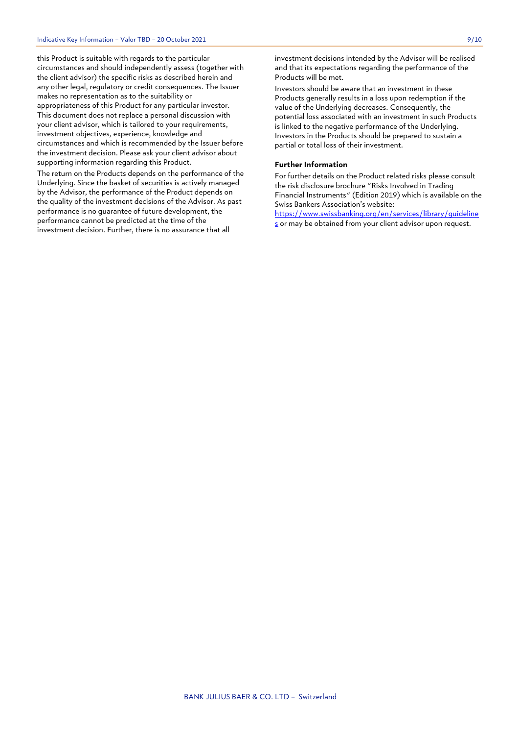this Product is suitable with regards to the particular circumstances and should independently assess (together with the client advisor) the specific risks as described herein and any other legal, regulatory or credit consequences. The Issuer makes no representation as to the suitability or appropriateness of this Product for any particular investor. This document does not replace a personal discussion with your client advisor, which is tailored to your requirements, investment objectives, experience, knowledge and circumstances and which is recommended by the Issuer before the investment decision. Please ask your client advisor about supporting information regarding this Product.

The return on the Products depends on the performance of the Underlying. Since the basket of securities is actively managed by the Advisor, the performance of the Product depends on the quality of the investment decisions of the Advisor. As past performance is no guarantee of future development, the performance cannot be predicted at the time of the investment decision. Further, there is no assurance that all investment decisions intended by the Advisor will be realised and that its expectations regarding the performance of the Products will be met.

Investors should be aware that an investment in these Products generally results in a loss upon redemption if the value of the Underlying decreases. Consequently, the potential loss associated with an investment in such Products is linked to the negative performance of the Underlying. Investors in the Products should be prepared to sustain a partial or total loss of their investment.

**Further Information**

For further details on the Product related risks please consult the risk disclosure brochure "Risks Involved in Trading Financial Instruments" (Edition 2019) which is available on the Swiss Bankers Association's website: [https://www.swissbanking.org/en/services/library/guidelines](https://www.swissbanking.org/en/services/library/guidelines) or may be obtained from your client advisor upon request.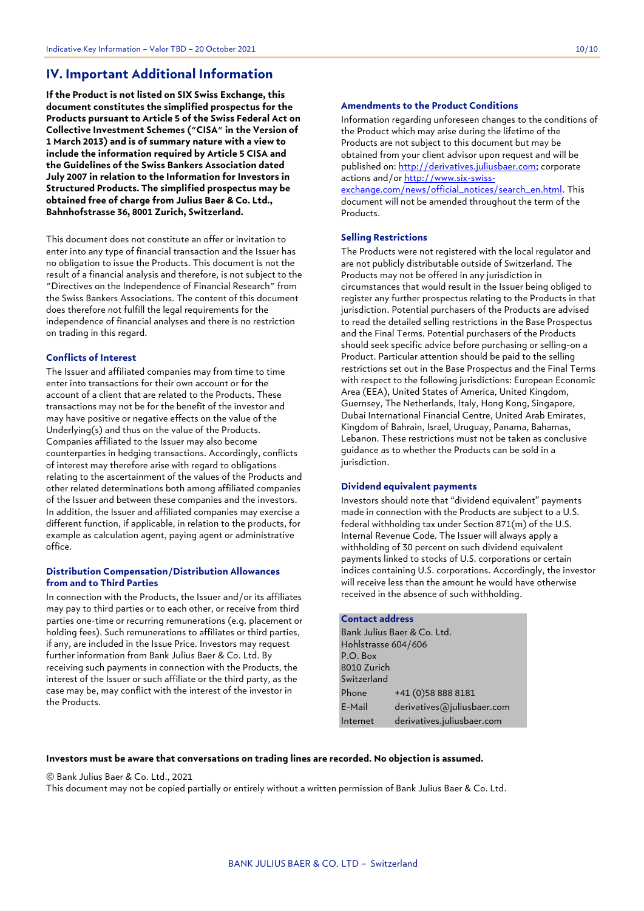## IV. Important Additional Information

**If the Product is not listed on SIX Swiss Exchange, this document constitutes the simplified prospectus for the Products pursuant to Article 5 of the Swiss Federal Act on Collective Investment Schemes ("CISA" in the Version of 1 March 2013) and is of summary nature with a view to include the information required by Article 5 CISA and the Guidelines of the Swiss Bankers Association dated July 2007 in relation to the Information for Investors in Structured Products. The simplified prospectus may be obtained free of charge from Julius Baer & Co. Ltd., Bahnhofstrasse 36, 8001 Zurich, Switzerland.**

This document does not constitute an offer or invitation to enter into any type of financial transaction and the Issuer has no obligation to issue the Products. This document is not the result of a financial analysis and therefore, is not subject to the "Directives on the Independence of Financial Research" from the Swiss Bankers Associations. The content of this document does therefore not fulfill the legal requirements for the independence of financial analyses and there is no restriction on trading in this regard.

### Conflicts of Interest

The Issuer and affiliated companies may from time to time enter into transactions for their own account or for the account of a client that are related to the Products. These transactions may not be for the benefit of the investor and may have positive or negative effects on the value of the Underlying(s) and thus on the value of the Products. Companies affiliated to the Issuer may also become counterparties in hedging transactions. Accordingly, conflicts of interest may therefore arise with regard to obligations relating to the ascertainment of the values of the Products and other related determinations both among affiliated companies of the Issuer and between these companies and the investors. In addition, the Issuer and affiliated companies may exercise a different function, if applicable, in relation to the products, for example as calculation agent, paying agent or administrative office.

### Distribution Compensation/Distribution Allowances from and to Third Parties

In connection with the Products, the Issuer and/or its affiliates may pay to third parties or to each other, or receive from third parties one-time or recurring remunerations (e.g. placement or holding fees). Such remunerations to affiliates or third parties, if any, are included in the Issue Price. Investors may request further information from Bank Julius Baer & Co. Ltd. By receiving such payments in connection with the Products, the interest of the Issuer or such affiliate or the third party, as the case may be, may conflict with the interest of the investor in the Products.

### Amendments to the Product Conditions

Information regarding unforeseen changes to the conditions of the Product which may arise during the lifetime of the Products are not subject to this document but may be obtained from your client advisor upon request and will be published on: http://derivatives.juliusbaer.com; corporate actions and/or http://www.six-swiss-exchange.com/news/official_notices/search_en.html. This document will not be amended throughout the term of the Products.

### Selling Restrictions

The Products were not registered with the local regulator and are not publicly distributable outside of Switzerland. The Products may not be offered in any jurisdiction in circumstances that would result in the Issuer being obliged to register any further prospectus relating to the Products in that jurisdiction. Potential purchasers of the Products are advised to read the detailed selling restrictions in the Base Prospectus and the Final Terms. Potential purchasers of the Products should seek specific advice before purchasing or selling-on a Product. Particular attention should be paid to the selling restrictions set out in the Base Prospectus and the Final Terms with respect to the following jurisdictions: European Economic Area (EEA), United States of America, United Kingdom, Guernsey, The Netherlands, Italy, Hong Kong, Singapore, Dubai International Financial Centre, United Arab Emirates, Kingdom of Bahrain, Israel, Uruguay, Panama, Bahamas, Lebanon. These restrictions must not be taken as conclusive guidance as to whether the Products can be sold in a jurisdiction.

### Dividend equivalent payments

Investors should note that "dividend equivalent" payments made in connection with the Products are subject to a U.S. federal withholding tax under Section 871(m) of the U.S. Internal Revenue Code. The Issuer will always apply a withholding of 30 percent on such dividend equivalent payments linked to stocks of U.S. corporations or certain indices containing U.S. corporations. Accordingly, the investor will receive less than the amount he would have otherwise received in the absence of such withholding.

### Contact address

Bank Julius Baer & Co. Ltd.
Hohlstrasse 604/606
P.O. Box
8010 Zurich
Switzerland

| | |
|---|---|
| Phone | +41 (0)58 888 8181 |
| E-Mail | derivatives@juliusbaer.com |
| Internet | derivatives.juliusbaer.com |

**Investors must be aware that conversations on trading lines are recorded. No objection is assumed.**

© Bank Julius Baer & Co. Ltd., 2021
This document may not be copied partially or entirely without a written permission of Bank Julius Baer & Co. Ltd.